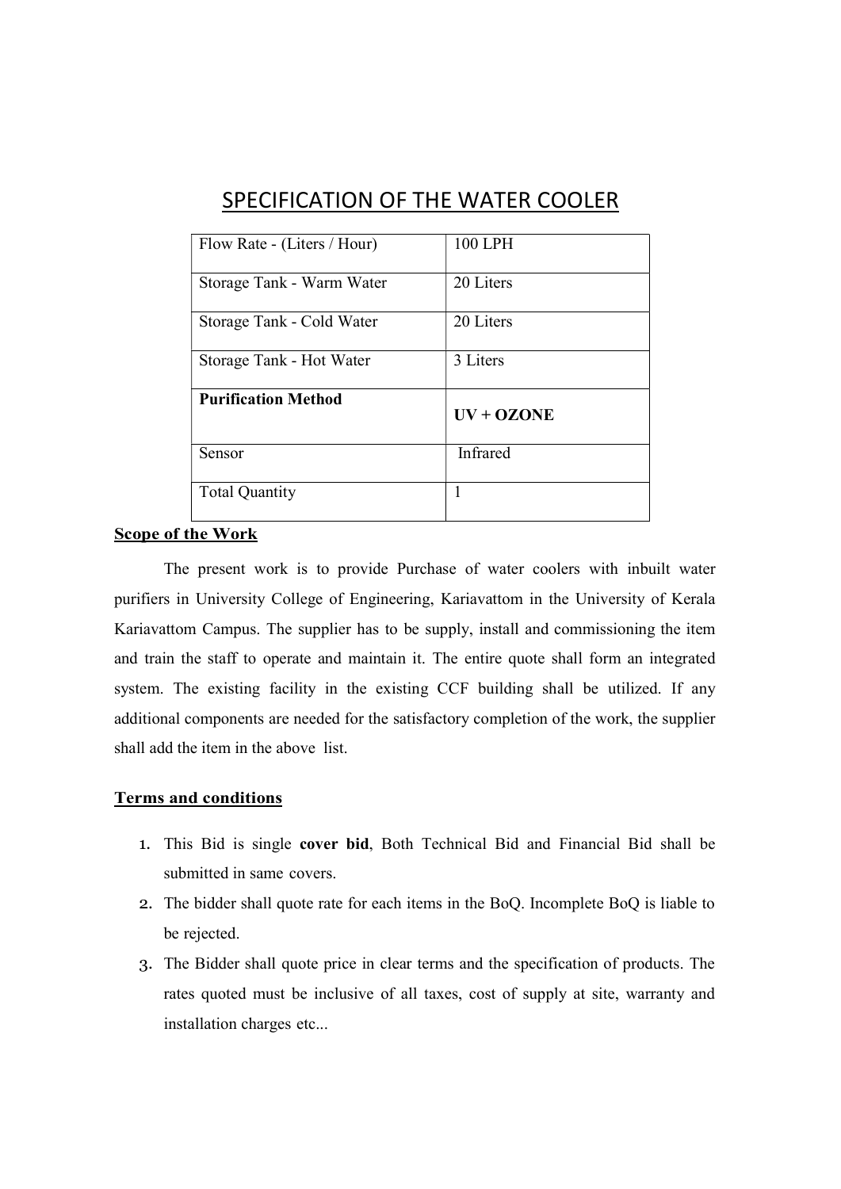# SPECIFICATION OF THE WATER COOLER

| Flow Rate - (Liters / Hour) | 100 LPH |
|---|---|
| Storage Tank - Warm Water | 20 Liters |
| Storage Tank - Cold Water | 20 Liters |
| Storage Tank - Hot Water | 3 Liters |
| **Purification Method** | **UV + OZONE** |
| Sensor | Infrared |
| Total Quantity | 1 |

## Scope of the Work

The present work is to provide Purchase of water coolers with inbuilt water purifiers in University College of Engineering, Kariavattom in the University of Kerala Kariavattom Campus. The supplier has to be supply, install and commissioning the item and train the staff to operate and maintain it. The entire quote shall form an integrated system. The existing facility in the existing CCF building shall be utilized. If any additional components are needed for the satisfactory completion of the work, the supplier shall add the item in the above list.

## Terms and conditions

1. This Bid is single **cover bid**, Both Technical Bid and Financial Bid shall be submitted in same covers.
2. The bidder shall quote rate for each items in the BoQ. Incomplete BoQ is liable to be rejected.
3. The Bidder shall quote price in clear terms and the specification of products. The rates quoted must be inclusive of all taxes, cost of supply at site, warranty and installation charges etc...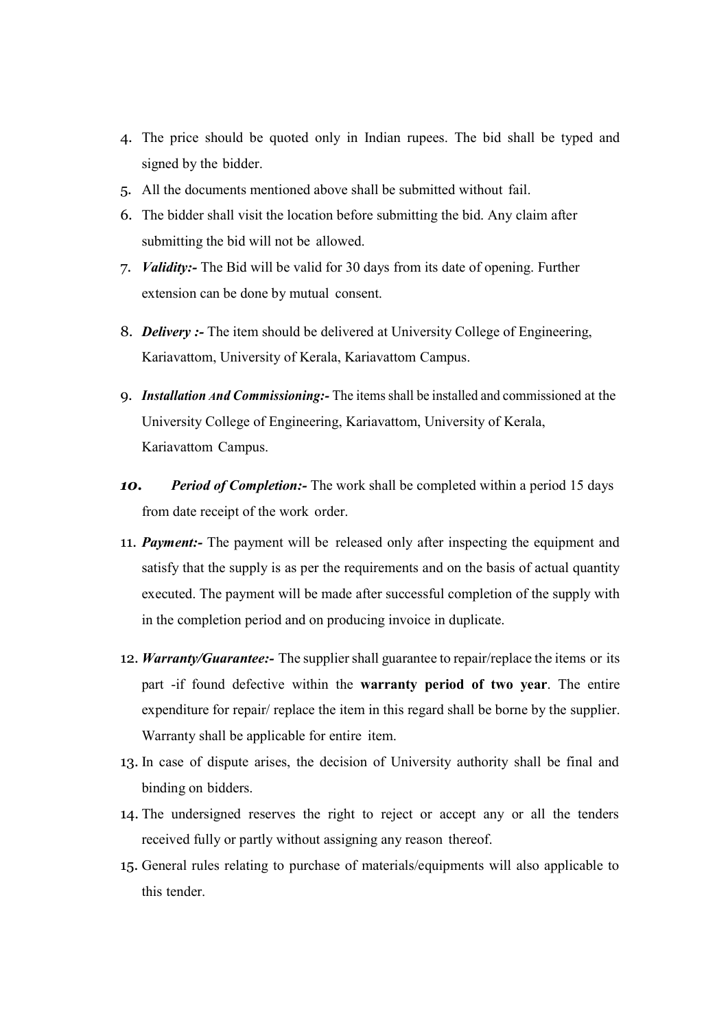4. The price should be quoted only in Indian rupees. The bid shall be typed and signed by the bidder.
5. All the documents mentioned above shall be submitted without fail.
6. The bidder shall visit the location before submitting the bid. Any claim after submitting the bid will not be allowed.
7. ***Validity:-*** The Bid will be valid for 30 days from its date of opening. Further extension can be done by mutual consent.
8. ***Delivery :-*** The item should be delivered at University College of Engineering, Kariavattom, University of Kerala, Kariavattom Campus.
9. ***Installation And Commissioning:-*** The items shall be installed and commissioned at the University College of Engineering, Kariavattom, University of Kerala, Kariavattom Campus.
10. ***Period of Completion:-*** The work shall be completed within a period 15 days from date receipt of the work order.
11. ***Payment:-*** The payment will be released only after inspecting the equipment and satisfy that the supply is as per the requirements and on the basis of actual quantity executed. The payment will be made after successful completion of the supply with in the completion period and on producing invoice in duplicate.
12. ***Warranty/Guarantee:-*** The supplier shall guarantee to repair/replace the items or its part -if found defective within the **warranty period of two year**. The entire expenditure for repair/ replace the item in this regard shall be borne by the supplier. Warranty shall be applicable for entire item.
13. In case of dispute arises, the decision of University authority shall be final and binding on bidders.
14. The undersigned reserves the right to reject or accept any or all the tenders received fully or partly without assigning any reason thereof.
15. General rules relating to purchase of materials/equipments will also applicable to this tender.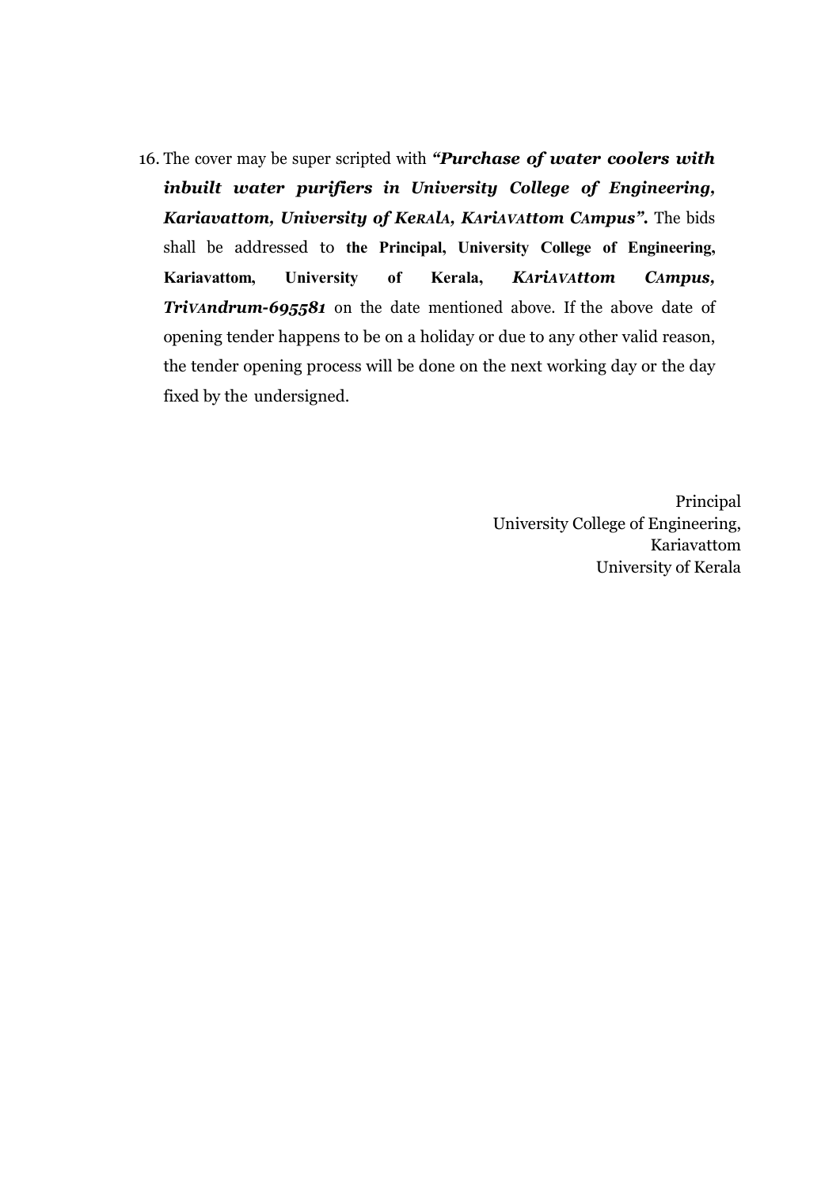16. The cover may be super scripted with ***"Purchase of water coolers with inbuilt water purifiers in University College of Engineering, Kariavattom, University of KeRAlA, KAriAVAttom CAmpus".*** The bids shall be addressed to **the Principal, University College of Engineering, Kariavattom, University of Kerala, *KAriAVAttom CAmpus, TriVAndrum-695581*** on the date mentioned above. If the above date of opening tender happens to be on a holiday or due to any other valid reason, the tender opening process will be done on the next working day or the day fixed by the undersigned.

Principal
University College of Engineering,
Kariavattom
University of Kerala